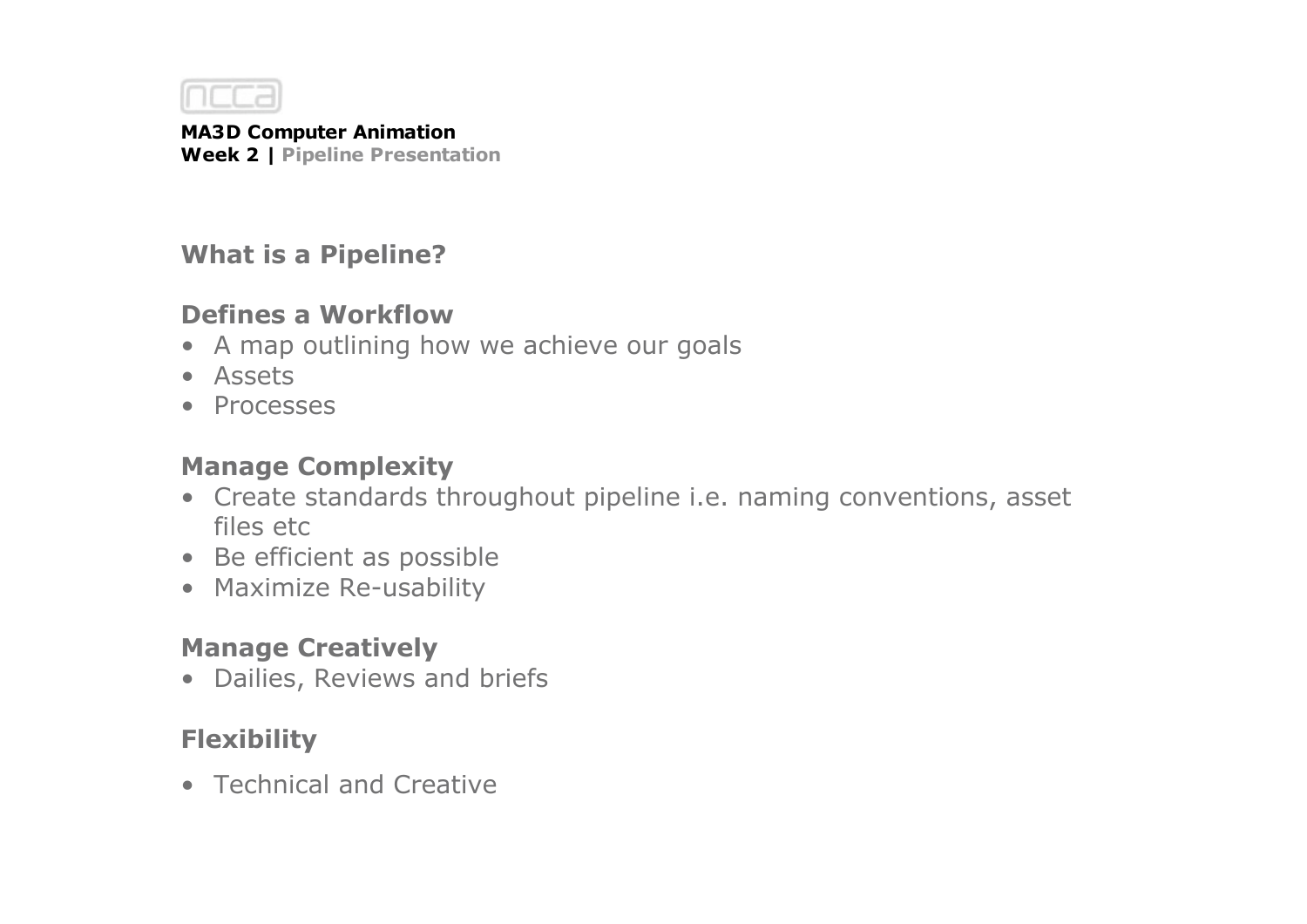MA3D Computer Animation
**Week 2 | Pipeline Presentation**

## What is a Pipeline?

### Defines a Workflow

- A map outlining how we achieve our goals
- Assets
- Processes

### Manage Complexity

- Create standards throughout pipeline i.e. naming conventions, asset files etc
- Be efficient as possible
- Maximize Re-usability

### Manage Creatively

- Dailies, Reviews and briefs

### Flexibility

- Technical and Creative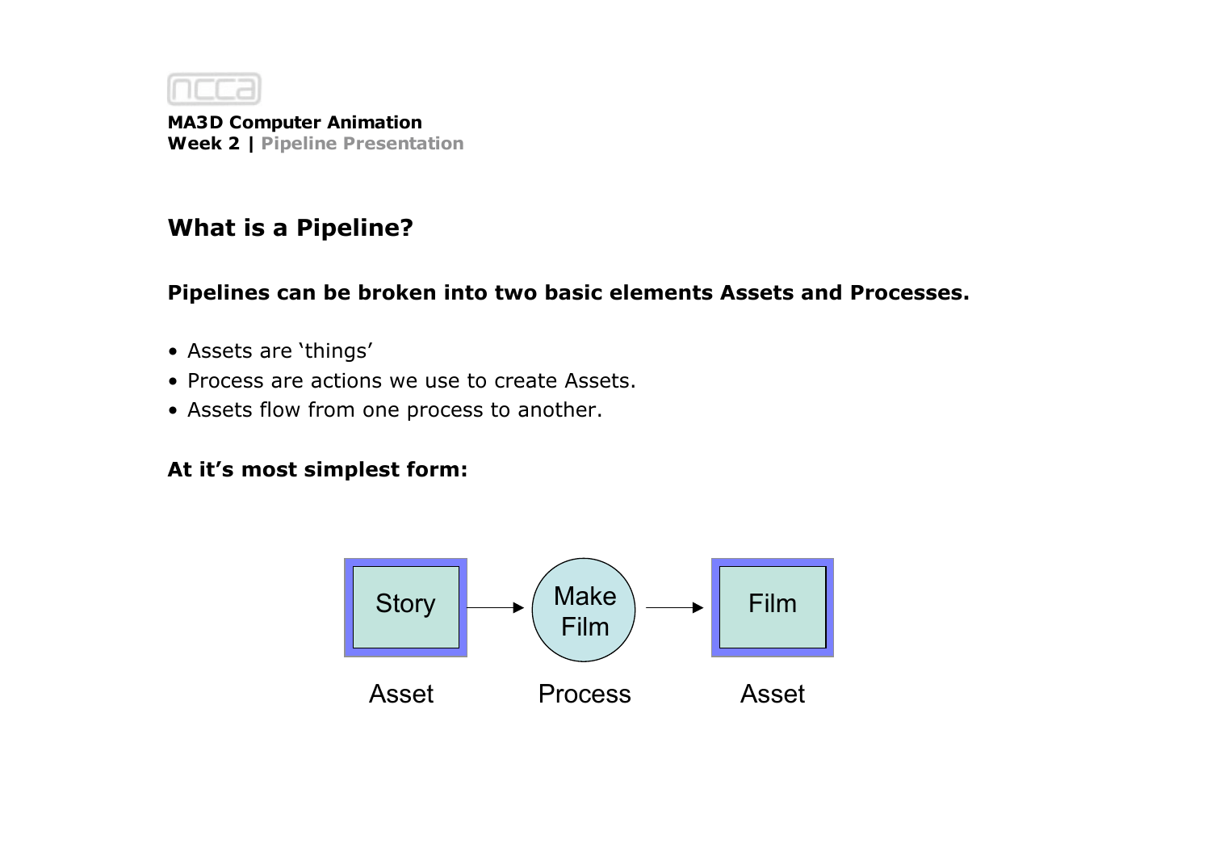## What is a Pipeline?

**Pipelines can be broken into two basic elements Assets and Processes.**

- Assets are 'things'
- Process are actions we use to create Assets.
- Assets flow from one process to another.

**At it's most simplest form:**

Story → Make Film → Film

Asset — Process — Asset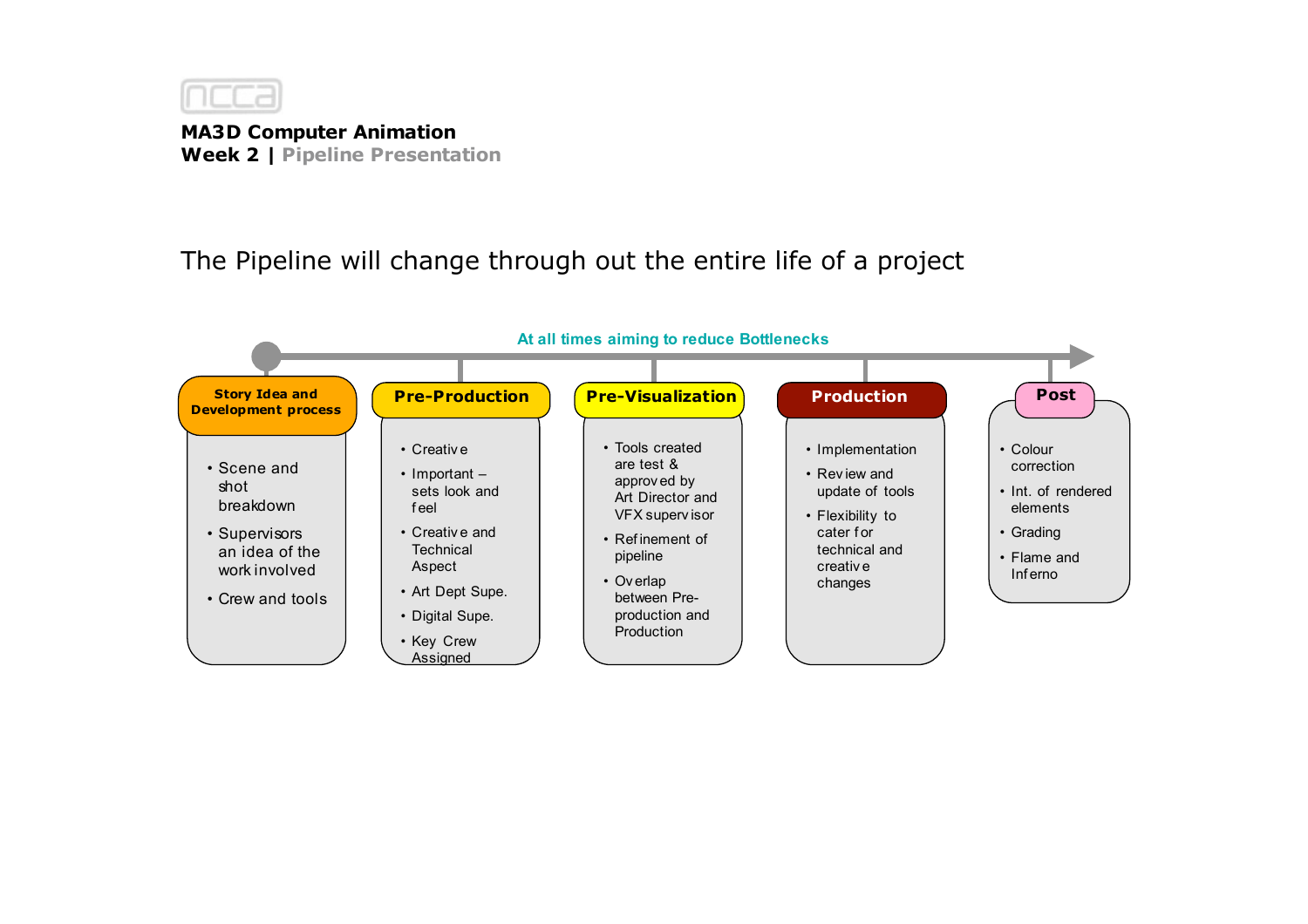**MA3D Computer Animation**
**Week 2 | Pipeline Presentation**

## The Pipeline will change through out the entire life of a project

**At all times aiming to reduce Bottlenecks**

### Story Idea and Development process

- Scene and shot breakdown
- Supervisors an idea of the work involved
- Crew and tools

### Pre-Production

- Creative
- Important – sets look and feel
- Creative and Technical Aspect
- Art Dept Supe.
- Digital Supe.
- Key Crew Assigned

### Pre-Visualization

- Tools created are test & approved by Art Director and VFX supervisor
- Refinement of pipeline
- Overlap between Pre-production and Production

### Production

- Implementation
- Review and update of tools
- Flexibility to cater for technical and creative changes

### Post

- Colour correction
- Int. of rendered elements
- Grading
- Flame and Inferno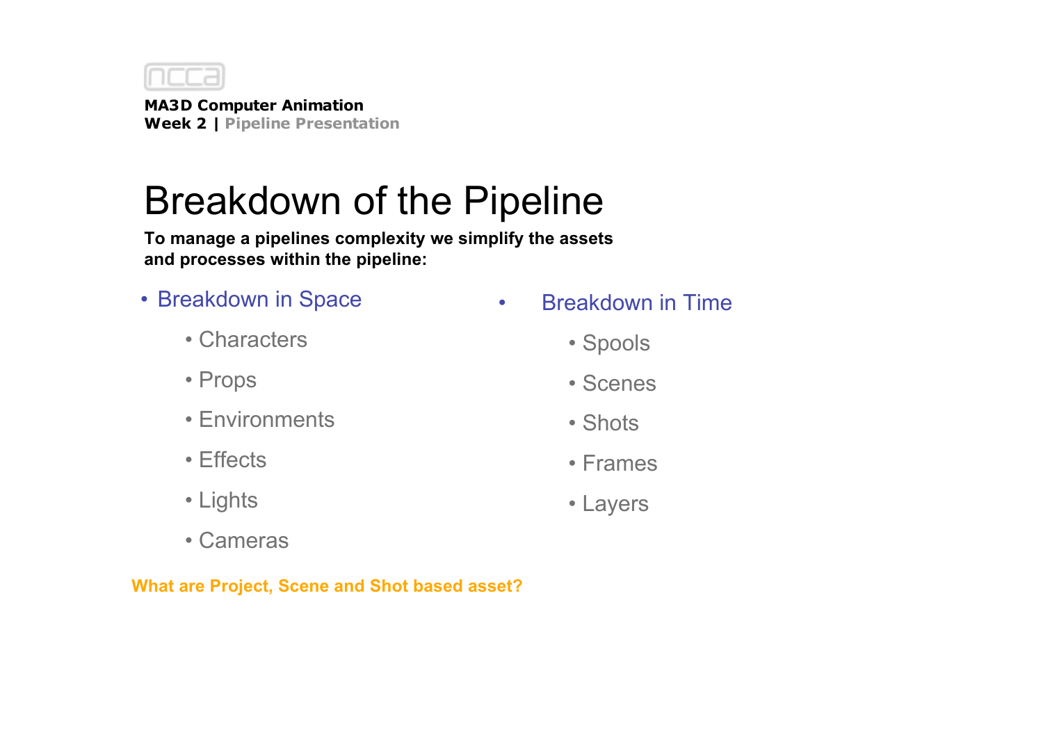MA3D Computer Animation
**Week 2 | Pipeline Presentation**

# Breakdown of the Pipeline

**To manage a pipelines complexity we simplify the assets and processes within the pipeline:**

- Breakdown in Space
  - Characters
  - Props
  - Environments
  - Effects
  - Lights
  - Cameras

- Breakdown in Time
  - Spools
  - Scenes
  - Shots
  - Frames
  - Layers

**What are Project, Scene and Shot based asset?**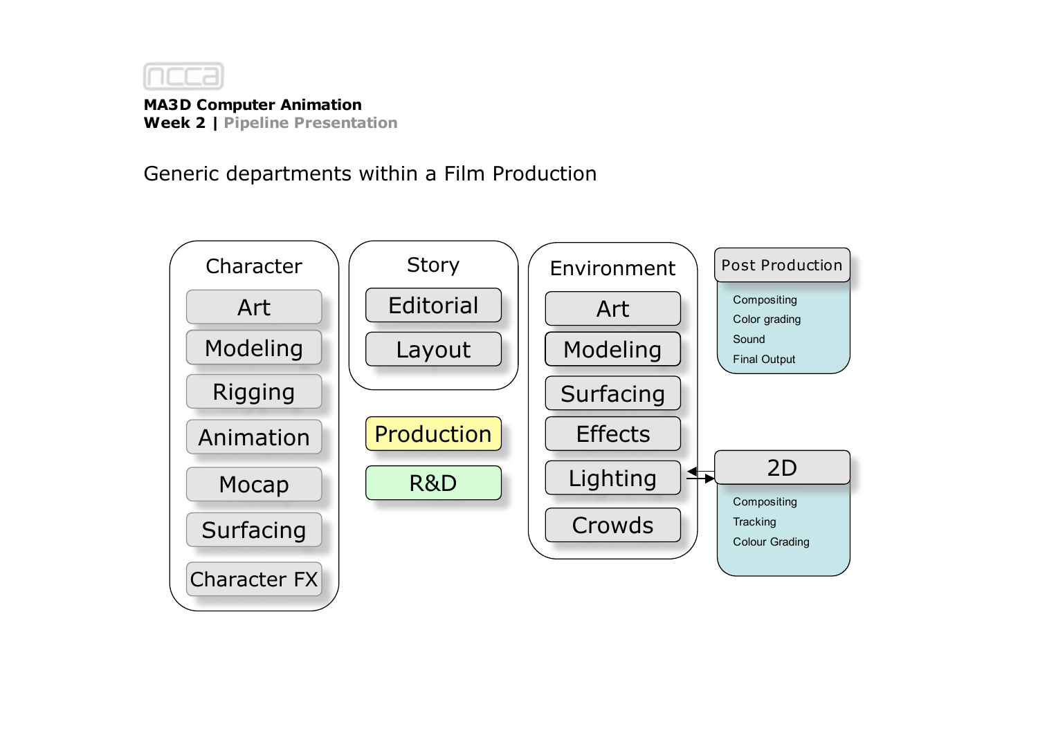**MA3D Computer Animation**
**Week 2 | Pipeline Presentation**

## Generic departments within a Film Production

**Character**
- Art
- Modeling
- Rigging
- Animation
- Mocap
- Surfacing
- Character FX

**Story**
- Editorial
- Layout

**Production**

**R&D**

**Environment**
- Art
- Modeling
- Surfacing
- Effects
- Lighting
- Crowds

**Post Production**
- Compositing
- Color grading
- Sound
- Final Output

**2D**
- Compositing
- Tracking
- Colour Grading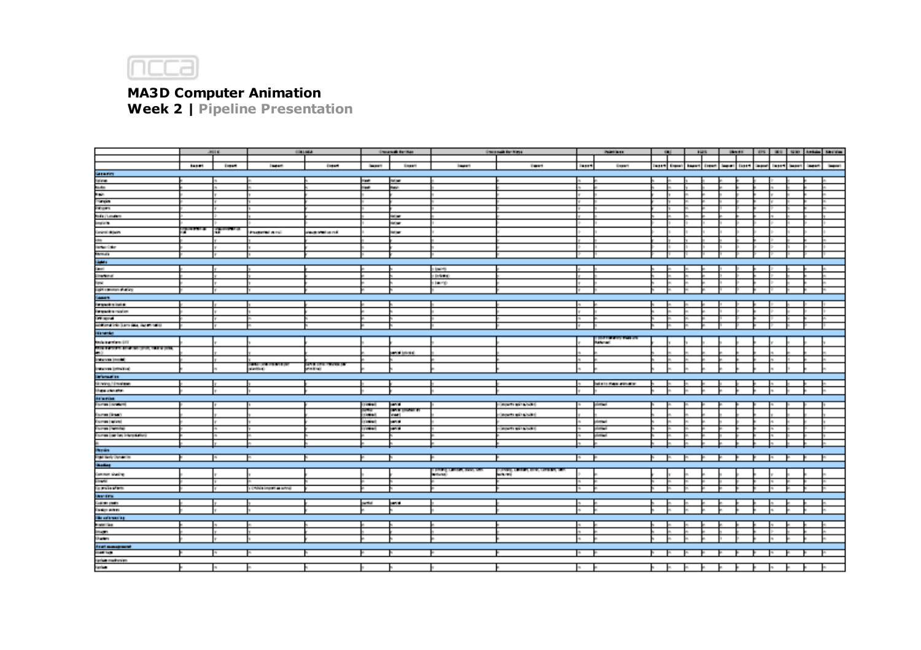**MA3D Computer Animation**

**Week 2 | Pipeline Presentation**